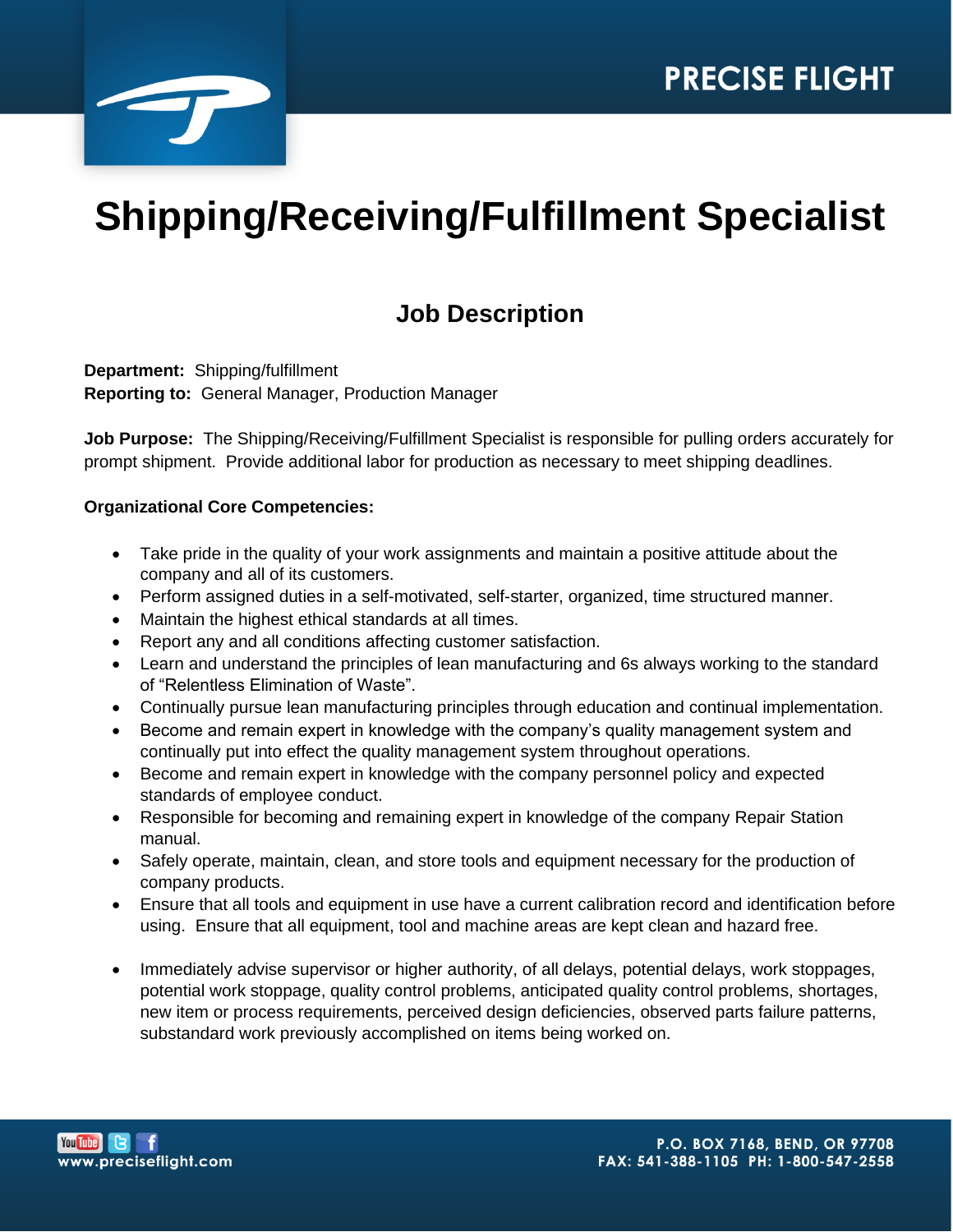PRECISE FLIGHT

# Shipping/Receiving/Fulfillment Specialist

## Job Description

**Department:** Shipping/fulfillment
**Reporting to:** General Manager, Production Manager

**Job Purpose:** The Shipping/Receiving/Fulfillment Specialist is responsible for pulling orders accurately for prompt shipment. Provide additional labor for production as necessary to meet shipping deadlines.

**Organizational Core Competencies:**

- Take pride in the quality of your work assignments and maintain a positive attitude about the company and all of its customers.
- Perform assigned duties in a self-motivated, self-starter, organized, time structured manner.
- Maintain the highest ethical standards at all times.
- Report any and all conditions affecting customer satisfaction.
- Learn and understand the principles of lean manufacturing and 6s always working to the standard of "Relentless Elimination of Waste".
- Continually pursue lean manufacturing principles through education and continual implementation.
- Become and remain expert in knowledge with the company's quality management system and continually put into effect the quality management system throughout operations.
- Become and remain expert in knowledge with the company personnel policy and expected standards of employee conduct.
- Responsible for becoming and remaining expert in knowledge of the company Repair Station manual.
- Safely operate, maintain, clean, and store tools and equipment necessary for the production of company products.
- Ensure that all tools and equipment in use have a current calibration record and identification before using. Ensure that all equipment, tool and machine areas are kept clean and hazard free.
- Immediately advise supervisor or higher authority, of all delays, potential delays, work stoppages, potential work stoppage, quality control problems, anticipated quality control problems, shortages, new item or process requirements, perceived design deficiencies, observed parts failure patterns, substandard work previously accomplished on items being worked on.

www.preciseflight.com

P.O. BOX 7168, BEND, OR 97708
FAX: 541-388-1105 PH: 1-800-547-2558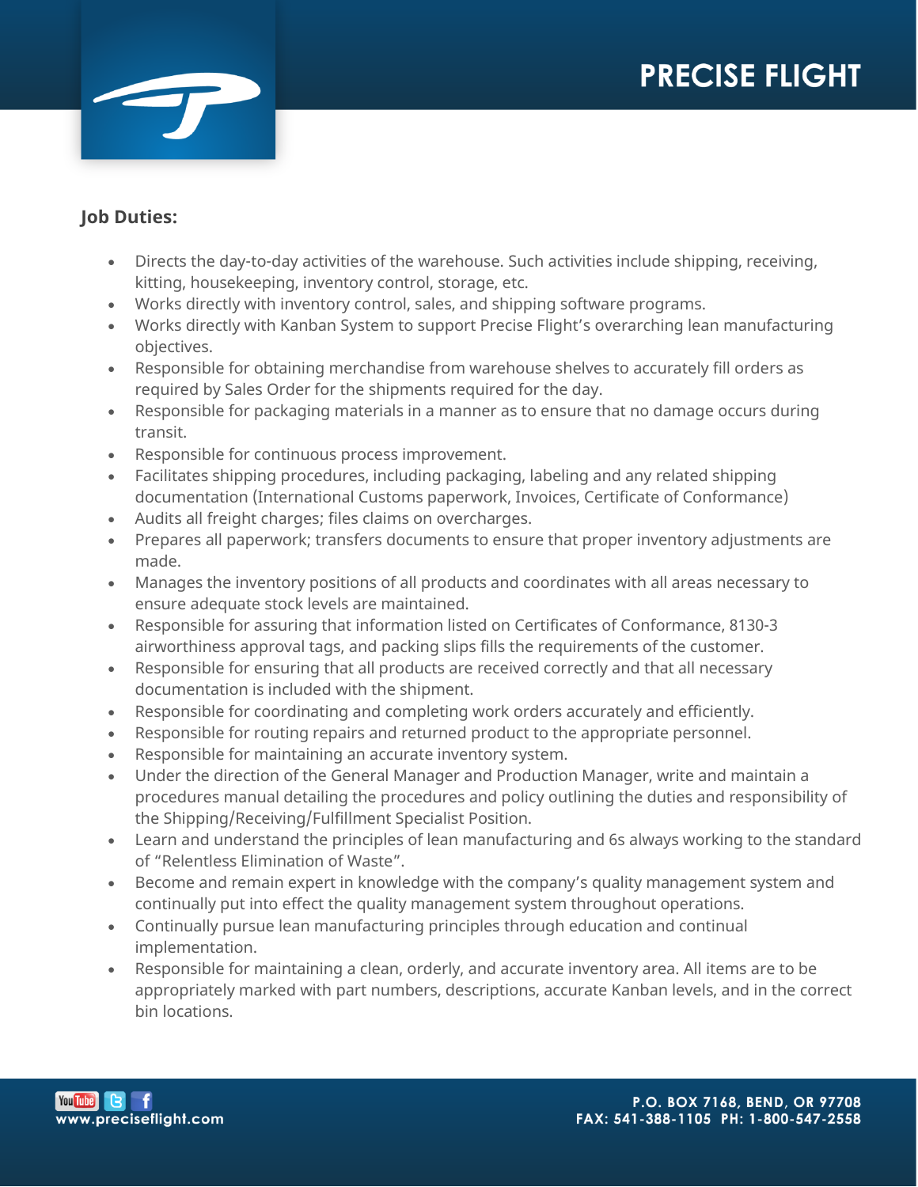### Job Duties:

- Directs the day-to-day activities of the warehouse. Such activities include shipping, receiving, kitting, housekeeping, inventory control, storage, etc.
- Works directly with inventory control, sales, and shipping software programs.
- Works directly with Kanban System to support Precise Flight's overarching lean manufacturing objectives.
- Responsible for obtaining merchandise from warehouse shelves to accurately fill orders as required by Sales Order for the shipments required for the day.
- Responsible for packaging materials in a manner as to ensure that no damage occurs during transit.
- Responsible for continuous process improvement.
- Facilitates shipping procedures, including packaging, labeling and any related shipping documentation (International Customs paperwork, Invoices, Certificate of Conformance)
- Audits all freight charges; files claims on overcharges.
- Prepares all paperwork; transfers documents to ensure that proper inventory adjustments are made.
- Manages the inventory positions of all products and coordinates with all areas necessary to ensure adequate stock levels are maintained.
- Responsible for assuring that information listed on Certificates of Conformance, 8130-3 airworthiness approval tags, and packing slips fills the requirements of the customer.
- Responsible for ensuring that all products are received correctly and that all necessary documentation is included with the shipment.
- Responsible for coordinating and completing work orders accurately and efficiently.
- Responsible for routing repairs and returned product to the appropriate personnel.
- Responsible for maintaining an accurate inventory system.
- Under the direction of the General Manager and Production Manager, write and maintain a procedures manual detailing the procedures and policy outlining the duties and responsibility of the Shipping/Receiving/Fulfillment Specialist Position.
- Learn and understand the principles of lean manufacturing and 6s always working to the standard of "Relentless Elimination of Waste".
- Become and remain expert in knowledge with the company's quality management system and continually put into effect the quality management system throughout operations.
- Continually pursue lean manufacturing principles through education and continual implementation.
- Responsible for maintaining a clean, orderly, and accurate inventory area. All items are to be appropriately marked with part numbers, descriptions, accurate Kanban levels, and in the correct bin locations.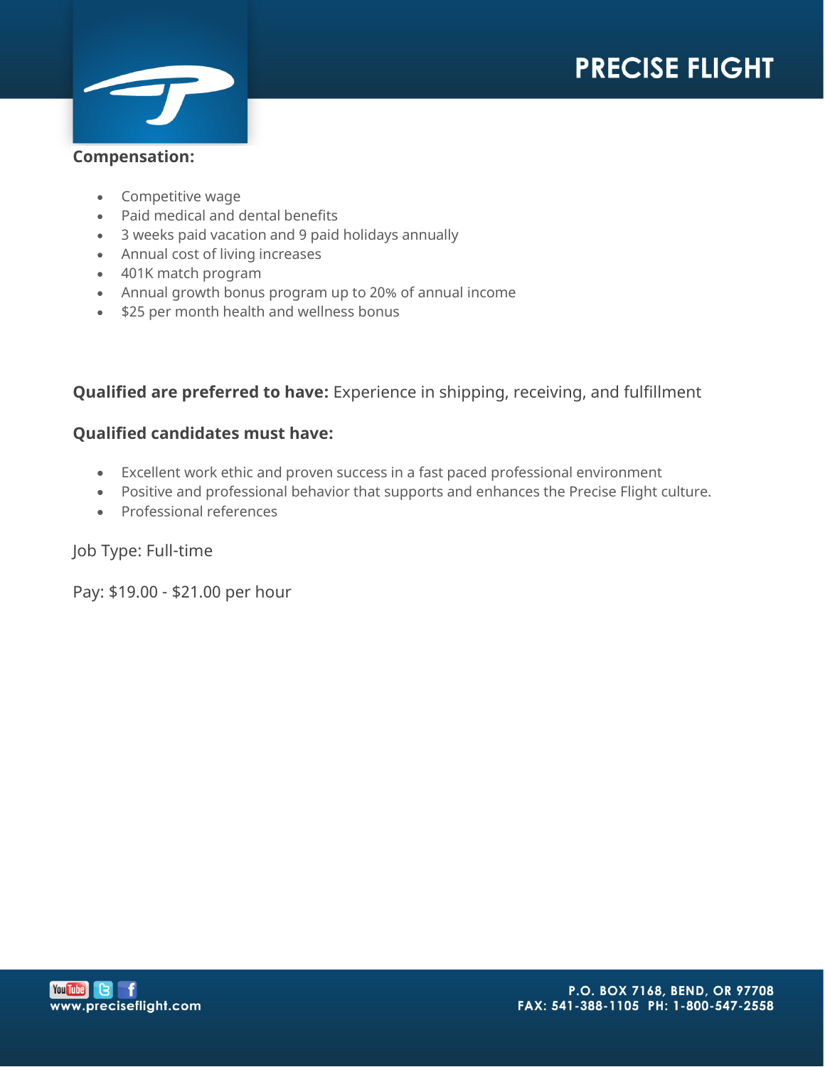**Compensation:**

- Competitive wage
- Paid medical and dental benefits
- 3 weeks paid vacation and 9 paid holidays annually
- Annual cost of living increases
- 401K match program
- Annual growth bonus program up to 20% of annual income
- $25 per month health and wellness bonus

**Qualified are preferred to have:** Experience in shipping, receiving, and fulfillment

**Qualified candidates must have:**

- Excellent work ethic and proven success in a fast paced professional environment
- Positive and professional behavior that supports and enhances the Precise Flight culture.
- Professional references

Job Type: Full-time

Pay: $19.00 - $21.00 per hour